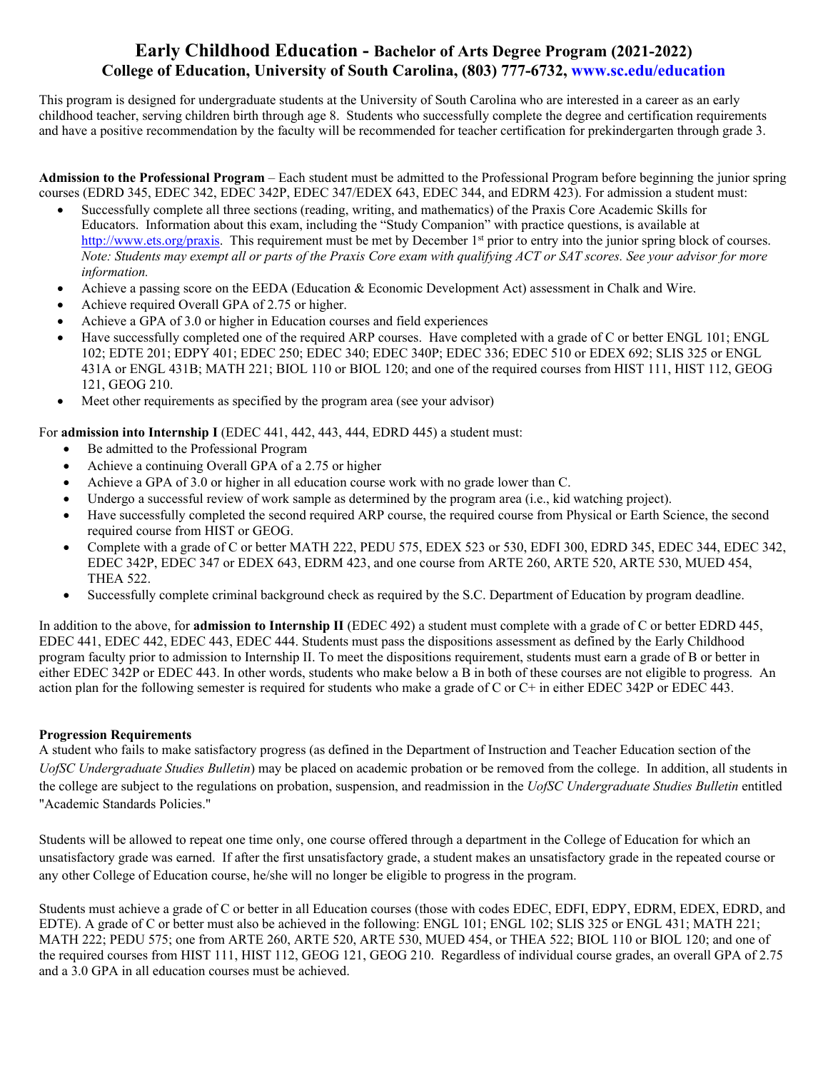# Early Childhood Education - Bachelor of Arts Degree Program (2021-2022)

## College of Education, University of South Carolina, (803) 777-6732, www.sc.edu/education

This program is designed for undergraduate students at the University of South Carolina who are interested in a career as an early childhood teacher, serving children birth through age 8. Students who successfully complete the degree and certification requirements and have a positive recommendation by the faculty will be recommended for teacher certification for prekindergarten through grade 3.

**Admission to the Professional Program** – Each student must be admitted to the Professional Program before beginning the junior spring courses (EDRD 345, EDEC 342, EDEC 342P, EDEC 347/EDEX 643, EDEC 344, and EDRM 423). For admission a student must:

- Successfully complete all three sections (reading, writing, and mathematics) of the Praxis Core Academic Skills for Educators. Information about this exam, including the "Study Companion" with practice questions, is available at http://www.ets.org/praxis. This requirement must be met by December 1st prior to entry into the junior spring block of courses. *Note: Students may exempt all or parts of the Praxis Core exam with qualifying ACT or SAT scores. See your advisor for more information.*
- Achieve a passing score on the EEDA (Education & Economic Development Act) assessment in Chalk and Wire.
- Achieve required Overall GPA of 2.75 or higher.
- Achieve a GPA of 3.0 or higher in Education courses and field experiences
- Have successfully completed one of the required ARP courses. Have completed with a grade of C or better ENGL 101; ENGL 102; EDTE 201; EDPY 401; EDEC 250; EDEC 340; EDEC 340P; EDEC 336; EDEC 510 or EDEX 692; SLIS 325 or ENGL 431A or ENGL 431B; MATH 221; BIOL 110 or BIOL 120; and one of the required courses from HIST 111, HIST 112, GEOG 121, GEOG 210.
- Meet other requirements as specified by the program area (see your advisor)

For **admission into Internship I** (EDEC 441, 442, 443, 444, EDRD 445) a student must:

- Be admitted to the Professional Program
- Achieve a continuing Overall GPA of a 2.75 or higher
- Achieve a GPA of 3.0 or higher in all education course work with no grade lower than C.
- Undergo a successful review of work sample as determined by the program area (i.e., kid watching project).
- Have successfully completed the second required ARP course, the required course from Physical or Earth Science, the second required course from HIST or GEOG.
- Complete with a grade of C or better MATH 222, PEDU 575, EDEX 523 or 530, EDFI 300, EDRD 345, EDEC 344, EDEC 342, EDEC 342P, EDEC 347 or EDEX 643, EDRM 423, and one course from ARTE 260, ARTE 520, ARTE 530, MUED 454, THEA 522.
- Successfully complete criminal background check as required by the S.C. Department of Education by program deadline.

In addition to the above, for **admission to Internship II** (EDEC 492) a student must complete with a grade of C or better EDRD 445, EDEC 441, EDEC 442, EDEC 443, EDEC 444. Students must pass the dispositions assessment as defined by the Early Childhood program faculty prior to admission to Internship II. To meet the dispositions requirement, students must earn a grade of B or better in either EDEC 342P or EDEC 443. In other words, students who make below a B in both of these courses are not eligible to progress. An action plan for the following semester is required for students who make a grade of C or C+ in either EDEC 342P or EDEC 443.

**Progression Requirements**

A student who fails to make satisfactory progress (as defined in the Department of Instruction and Teacher Education section of the *UofSC Undergraduate Studies Bulletin*) may be placed on academic probation or be removed from the college. In addition, all students in the college are subject to the regulations on probation, suspension, and readmission in the *UofSC Undergraduate Studies Bulletin* entitled "Academic Standards Policies."

Students will be allowed to repeat one time only, one course offered through a department in the College of Education for which an unsatisfactory grade was earned. If after the first unsatisfactory grade, a student makes an unsatisfactory grade in the repeated course or any other College of Education course, he/she will no longer be eligible to progress in the program.

Students must achieve a grade of C or better in all Education courses (those with codes EDEC, EDFI, EDPY, EDRM, EDEX, EDRD, and EDTE). A grade of C or better must also be achieved in the following: ENGL 101; ENGL 102; SLIS 325 or ENGL 431; MATH 221; MATH 222; PEDU 575; one from ARTE 260, ARTE 520, ARTE 530, MUED 454, or THEA 522; BIOL 110 or BIOL 120; and one of the required courses from HIST 111, HIST 112, GEOG 121, GEOG 210. Regardless of individual course grades, an overall GPA of 2.75 and a 3.0 GPA in all education courses must be achieved.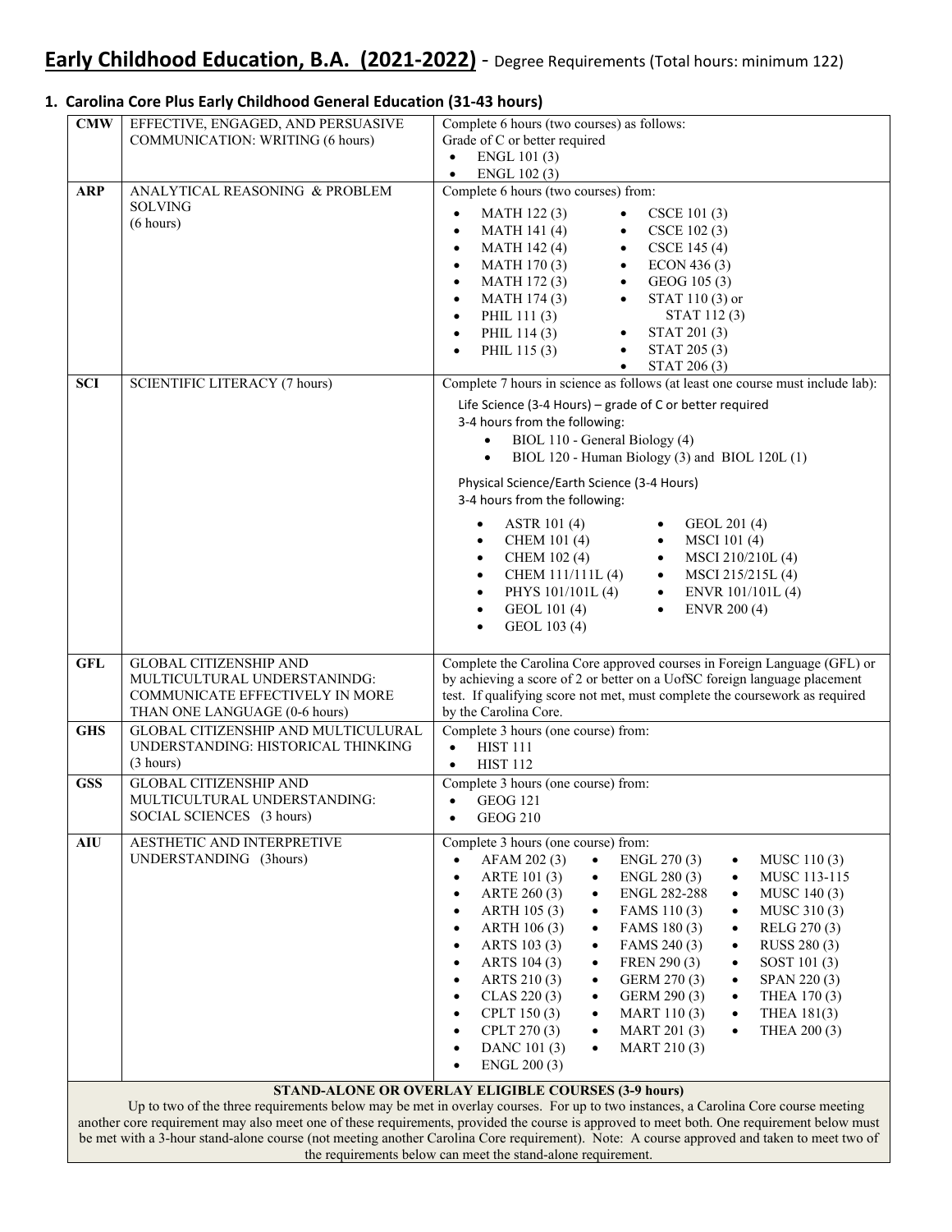# Early Childhood Education, B.A. (2021-2022) - Degree Requirements (Total hours: minimum 122)

## 1. Carolina Core Plus Early Childhood General Education (31-43 hours)

| | | |
|---|---|---|
| **CMW** | EFFECTIVE, ENGAGED, AND PERSUASIVE COMMUNICATION: WRITING (6 hours) | Complete 6 hours (two courses) as follows:<br>Grade of C or better required<br>• ENGL 101 (3)<br>• ENGL 102 (3) |
| **ARP** | ANALYTICAL REASONING & PROBLEM SOLVING (6 hours) | Complete 6 hours (two courses) from:<br>• MATH 122 (3)<br>• MATH 141 (4)<br>• MATH 142 (4)<br>• MATH 170 (3)<br>• MATH 172 (3)<br>• MATH 174 (3)<br>• PHIL 111 (3)<br>• PHIL 114 (3)<br>• PHIL 115 (3)<br>• CSCE 101 (3)<br>• CSCE 102 (3)<br>• CSCE 145 (4)<br>• ECON 436 (3)<br>• GEOG 105 (3)<br>• STAT 110 (3) or STAT 112 (3)<br>• STAT 201 (3)<br>• STAT 205 (3)<br>• STAT 206 (3) |
| **SCI** | SCIENTIFIC LITERACY (7 hours) | Complete 7 hours in science as follows (at least one course must include lab):<br>Life Science (3-4 Hours) – grade of C or better required<br>3-4 hours from the following:<br>• BIOL 110 - General Biology (4)<br>• BIOL 120 - Human Biology (3) and BIOL 120L (1)<br>Physical Science/Earth Science (3-4 Hours)<br>3-4 hours from the following:<br>• ASTR 101 (4)<br>• CHEM 101 (4)<br>• CHEM 102 (4)<br>• CHEM 111/111L (4)<br>• PHYS 101/101L (4)<br>• GEOL 101 (4)<br>• GEOL 103 (4)<br>• GEOL 201 (4)<br>• MSCI 101 (4)<br>• MSCI 210/210L (4)<br>• MSCI 215/215L (4)<br>• ENVR 101/101L (4)<br>• ENVR 200 (4) |
| **GFL** | GLOBAL CITIZENSHIP AND MULTICULTURAL UNDERSTANINDG: COMMUNICATE EFFECTIVELY IN MORE THAN ONE LANGUAGE (0-6 hours) | Complete the Carolina Core approved courses in Foreign Language (GFL) or by achieving a score of 2 or better on a UofSC foreign language placement test. If qualifying score not met, must complete the coursework as required by the Carolina Core. |
| **GHS** | GLOBAL CITIZENSHIP AND MULTICULURAL UNDERSTANDING: HISTORICAL THINKING (3 hours) | Complete 3 hours (one course) from:<br>• HIST 111<br>• HIST 112 |
| **GSS** | GLOBAL CITIZENSHIP AND MULTICULTURAL UNDERSTANDING: SOCIAL SCIENCES (3 hours) | Complete 3 hours (one course) from:<br>• GEOG 121<br>• GEOG 210 |
| **AIU** | AESTHETIC AND INTERPRETIVE UNDERSTANDING (3hours) | Complete 3 hours (one course) from:<br>• AFAM 202 (3)<br>• ARTE 101 (3)<br>• ARTE 260 (3)<br>• ARTH 105 (3)<br>• ARTH 106 (3)<br>• ARTS 103 (3)<br>• ARTS 104 (3)<br>• ARTS 210 (3)<br>• CLAS 220 (3)<br>• CPLT 150 (3)<br>• CPLT 270 (3)<br>• DANC 101 (3)<br>• ENGL 200 (3)<br>• ENGL 270 (3)<br>• ENGL 280 (3)<br>• ENGL 282-288<br>• FAMS 110 (3)<br>• FAMS 180 (3)<br>• FAMS 240 (3)<br>• FREN 290 (3)<br>• GERM 270 (3)<br>• GERM 290 (3)<br>• MART 110 (3)<br>• MART 201 (3)<br>• MART 210 (3)<br>• MUSC 110 (3)<br>• MUSC 113-115<br>• MUSC 140 (3)<br>• MUSC 310 (3)<br>• RELG 270 (3)<br>• RUSS 280 (3)<br>• SOST 101 (3)<br>• SPAN 220 (3)<br>• THEA 170 (3)<br>• THEA 181(3)<br>• THEA 200 (3) |

**STAND-ALONE OR OVERLAY ELIGIBLE COURSES (3-9 hours)**

Up to two of the three requirements below may be met in overlay courses. For up to two instances, a Carolina Core course meeting another core requirement may also meet one of these requirements, provided the course is approved to meet both. One requirement below must be met with a 3-hour stand-alone course (not meeting another Carolina Core requirement). Note: A course approved and taken to meet two of the requirements below can meet the stand-alone requirement.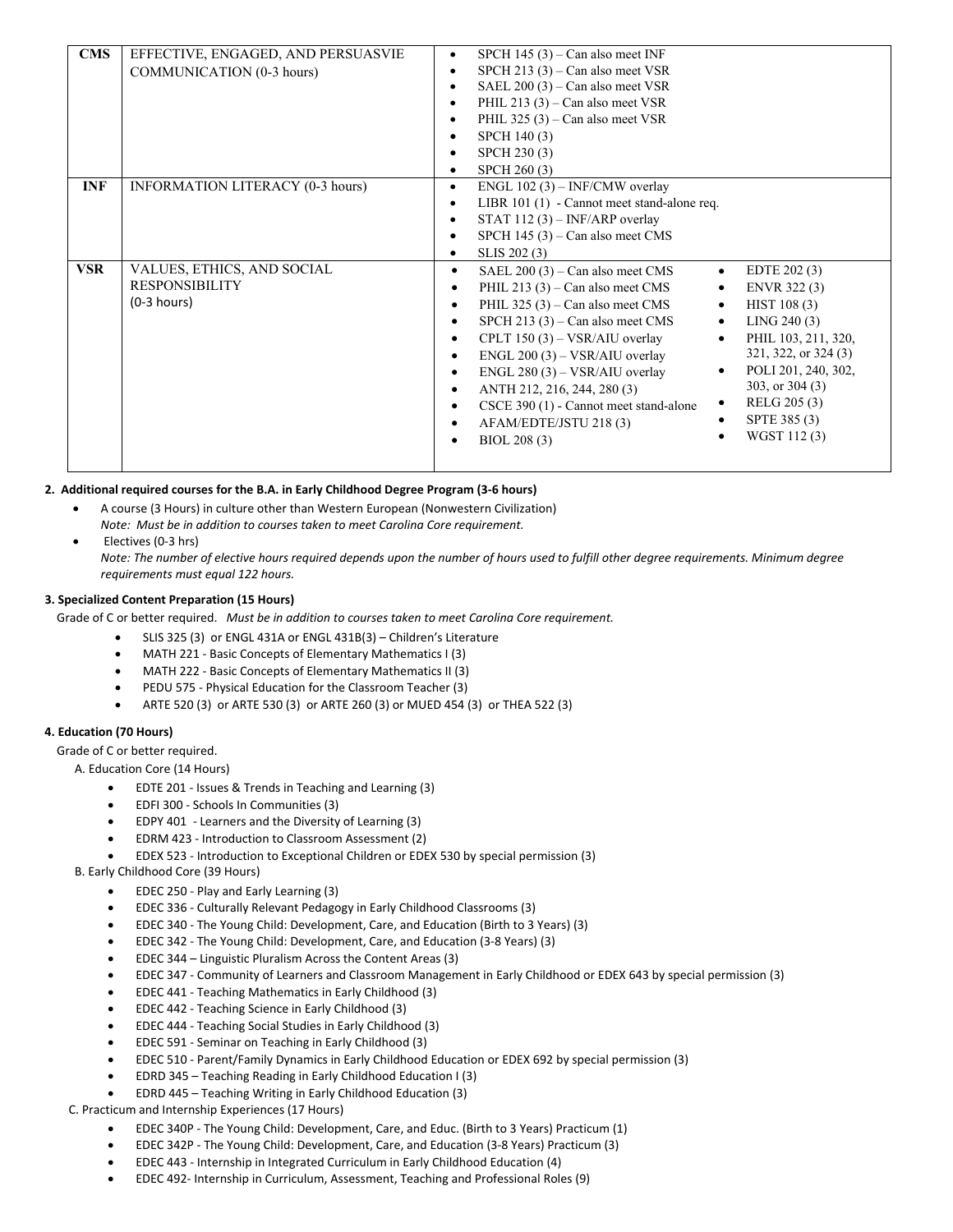| | | |
|---|---|---|
| **CMS** | EFFECTIVE, ENGAGED, AND PERSUASVIE COMMUNICATION (0-3 hours) | • SPCH 145 (3) – Can also meet INF<br>• SPCH 213 (3) – Can also meet VSR<br>• SAEL 200 (3) – Can also meet VSR<br>• PHIL 213 (3) – Can also meet VSR<br>• PHIL 325 (3) – Can also meet VSR<br>• SPCH 140 (3)<br>• SPCH 230 (3)<br>• SPCH 260 (3) |
| **INF** | INFORMATION LITERACY (0-3 hours) | • ENGL 102 (3) – INF/CMW overlay<br>• LIBR 101 (1) - Cannot meet stand-alone req.<br>• STAT 112 (3) – INF/ARP overlay<br>• SPCH 145 (3) – Can also meet CMS<br>• SLIS 202 (3) |
| **VSR** | VALUES, ETHICS, AND SOCIAL RESPONSIBILITY (0-3 hours) | • SAEL 200 (3) – Can also meet CMS<br>• PHIL 213 (3) – Can also meet CMS<br>• PHIL 325 (3) – Can also meet CMS<br>• SPCH 213 (3) – Can also meet CMS<br>• CPLT 150 (3) – VSR/AIU overlay<br>• ENGL 200 (3) – VSR/AIU overlay<br>• ENGL 280 (3) – VSR/AIU overlay<br>• ANTH 212, 216, 244, 280 (3)<br>• CSCE 390 (1) - Cannot meet stand-alone<br>• AFAM/EDTE/JSTU 218 (3)<br>• BIOL 208 (3)<br>• EDTE 202 (3)<br>• ENVR 322 (3)<br>• HIST 108 (3)<br>• LING 240 (3)<br>• PHIL 103, 211, 320, 321, 322, or 324 (3)<br>• POLI 201, 240, 302, 303, or 304 (3)<br>• RELG 205 (3)<br>• SPTE 385 (3)<br>• WGST 112 (3) |

**2. Additional required courses for the B.A. in Early Childhood Degree Program (3-6 hours)**

- A course (3 Hours) in culture other than Western European (Nonwestern Civilization)
  *Note: Must be in addition to courses taken to meet Carolina Core requirement.*
- Electives (0-3 hrs)
  *Note: The number of elective hours required depends upon the number of hours used to fulfill other degree requirements. Minimum degree requirements must equal 122 hours.*

**3. Specialized Content Preparation (15 Hours)**

Grade of C or better required. *Must be in addition to courses taken to meet Carolina Core requirement.*

- SLIS 325 (3) or ENGL 431A or ENGL 431B(3) – Children's Literature
- MATH 221 - Basic Concepts of Elementary Mathematics I (3)
- MATH 222 - Basic Concepts of Elementary Mathematics II (3)
- PEDU 575 - Physical Education for the Classroom Teacher (3)
- ARTE 520 (3) or ARTE 530 (3) or ARTE 260 (3) or MUED 454 (3) or THEA 522 (3)

**4. Education (70 Hours)**

Grade of C or better required.

A. Education Core (14 Hours)

- EDTE 201 - Issues & Trends in Teaching and Learning (3)
- EDFI 300 - Schools In Communities (3)
- EDPY 401 - Learners and the Diversity of Learning (3)
- EDRM 423 - Introduction to Classroom Assessment (2)
- EDEX 523 - Introduction to Exceptional Children or EDEX 530 by special permission (3)

B. Early Childhood Core (39 Hours)

- EDEC 250 - Play and Early Learning (3)
- EDEC 336 - Culturally Relevant Pedagogy in Early Childhood Classrooms (3)
- EDEC 340 - The Young Child: Development, Care, and Education (Birth to 3 Years) (3)
- EDEC 342 - The Young Child: Development, Care, and Education (3-8 Years) (3)
- EDEC 344 – Linguistic Pluralism Across the Content Areas (3)
- EDEC 347 - Community of Learners and Classroom Management in Early Childhood or EDEX 643 by special permission (3)
- EDEC 441 - Teaching Mathematics in Early Childhood (3)
- EDEC 442 - Teaching Science in Early Childhood (3)
- EDEC 444 - Teaching Social Studies in Early Childhood (3)
- EDEC 591 - Seminar on Teaching in Early Childhood (3)
- EDEC 510 - Parent/Family Dynamics in Early Childhood Education or EDEX 692 by special permission (3)
- EDRD 345 – Teaching Reading in Early Childhood Education I (3)
- EDRD 445 – Teaching Writing in Early Childhood Education (3)

C. Practicum and Internship Experiences (17 Hours)

- EDEC 340P - The Young Child: Development, Care, and Educ. (Birth to 3 Years) Practicum (1)
- EDEC 342P - The Young Child: Development, Care, and Education (3-8 Years) Practicum (3)
- EDEC 443 - Internship in Integrated Curriculum in Early Childhood Education (4)
- EDEC 492- Internship in Curriculum, Assessment, Teaching and Professional Roles (9)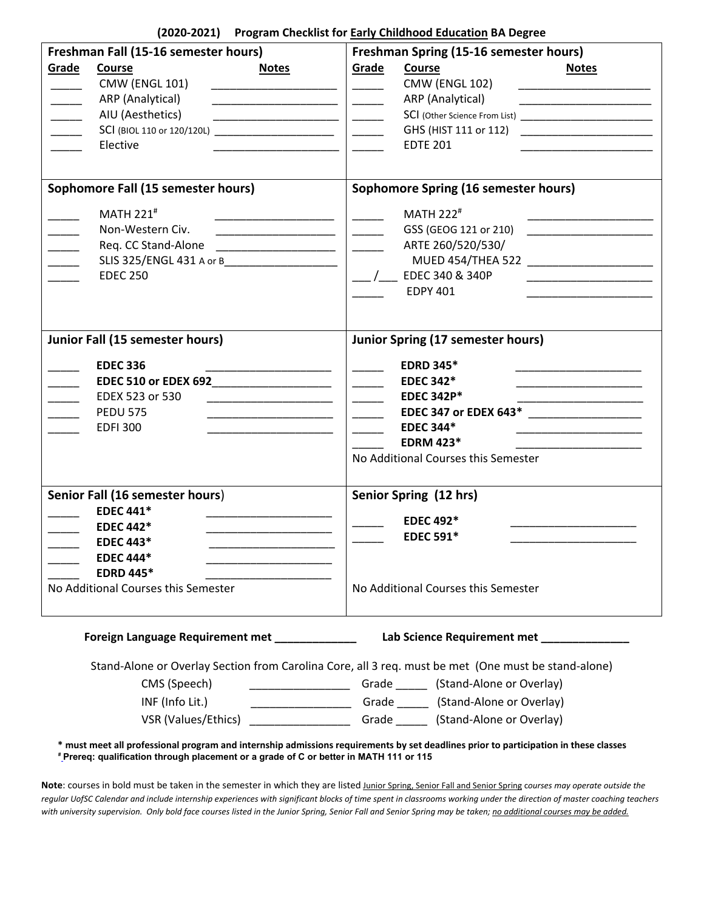**(2020-2021) Program Checklist for Early Childhood Education BA Degree**

| Freshman Fall (15-16 semester hours) | | | Freshman Spring (15-16 semester hours) | | |
|---|---|---|---|---|---|
| **Grade** | **Course** | **Notes** | **Grade** | **Course** | **Notes** |
| _____ | CMW (ENGL 101) | ____________ | _____ | CMW (ENGL 102) | ____________ |
| _____ | ARP (Analytical) | ____________ | _____ | ARP (Analytical) | ____________ |
| _____ | AIU (Aesthetics) | ____________ | _____ | SCI (Other Science From List) | ____________ |
| _____ | SCI (BIOL 110 or 120/120L) | ____________ | _____ | GHS (HIST 111 or 112) | ____________ |
| _____ | Elective | ____________ | _____ | EDTE 201 | ____________ |

| Sophomore Fall (15 semester hours) | | | Sophomore Spring (16 semester hours) | | |
|---|---|---|---|---|---|
| _____ | MATH 221# | ____________ | _____ | MATH 222# | ____________ |
| _____ | Non-Western Civ. | ____________ | _____ | GSS (GEOG 121 or 210) | ____________ |
| _____ | Req. CC Stand-Alone | ____________ | _____ | ARTE 260/520/530/ MUED 454/THEA 522 | ____________ |
| _____ | SLIS 325/ENGL 431 A or B | ____________ | ___ /___ | EDEC 340 & 340P | ____________ |
| _____ | EDEC 250 | ____________ | _____ | EDPY 401 | ____________ |

| Junior Fall (15 semester hours) | | | Junior Spring (17 semester hours) | | |
|---|---|---|---|---|---|
| _____ | **EDEC 336** | ____________ | _____ | **EDRD 345*** | ____________ |
| _____ | **EDEC 510 or EDEX 692** | ____________ | _____ | **EDEC 342*** | ____________ |
| _____ | EDEX 523 or 530 | ____________ | _____ | **EDEC 342P*** | ____________ |
| _____ | PEDU 575 | ____________ | _____ | **EDEC 347 or EDEX 643*** | ____________ |
| _____ | EDFI 300 | ____________ | _____ | **EDEC 344*** | ____________ |
| | | | _____ | **EDRM 423*** | ____________ |
| | | | No Additional Courses this Semester | | |

| Senior Fall (16 semester hours) | | | Senior Spring (12 hrs) | | |
|---|---|---|---|---|---|
| _____ | **EDEC 441*** | ____________ | _____ | **EDEC 492*** | ____________ |
| _____ | **EDEC 442*** | ____________ | _____ | **EDEC 591*** | ____________ |
| _____ | **EDEC 443*** | ____________ | | | |
| _____ | **EDEC 444*** | ____________ | | | |
| _____ | **EDRD 445*** | ____________ | | | |
| No Additional Courses this Semester | | | No Additional Courses this Semester | | |

**Foreign Language Requirement met** ____________ **Lab Science Requirement met** ____________

Stand-Alone or Overlay Section from Carolina Core, all 3 req. must be met (One must be stand-alone)

CMS (Speech) ____________ Grade _____ (Stand-Alone or Overlay)

INF (Info Lit.) ____________ Grade _____ (Stand-Alone or Overlay)

VSR (Values/Ethics) ____________ Grade _____ (Stand-Alone or Overlay)

**\* must meet all professional program and internship admissions requirements by set deadlines prior to participation in these classes**

**# Prereq: qualification through placement or a grade of C or better in MATH 111 or 115**

**Note**: courses in bold must be taken in the semester in which they are listed Junior Spring, Senior Fall and Senior Spring *courses may operate outside the regular UofSC Calendar and include internship experiences with significant blocks of time spent in classrooms working under the direction of master coaching teachers with university supervision. Only bold face courses listed in the Junior Spring, Senior Fall and Senior Spring may be taken; no additional courses may be added.*